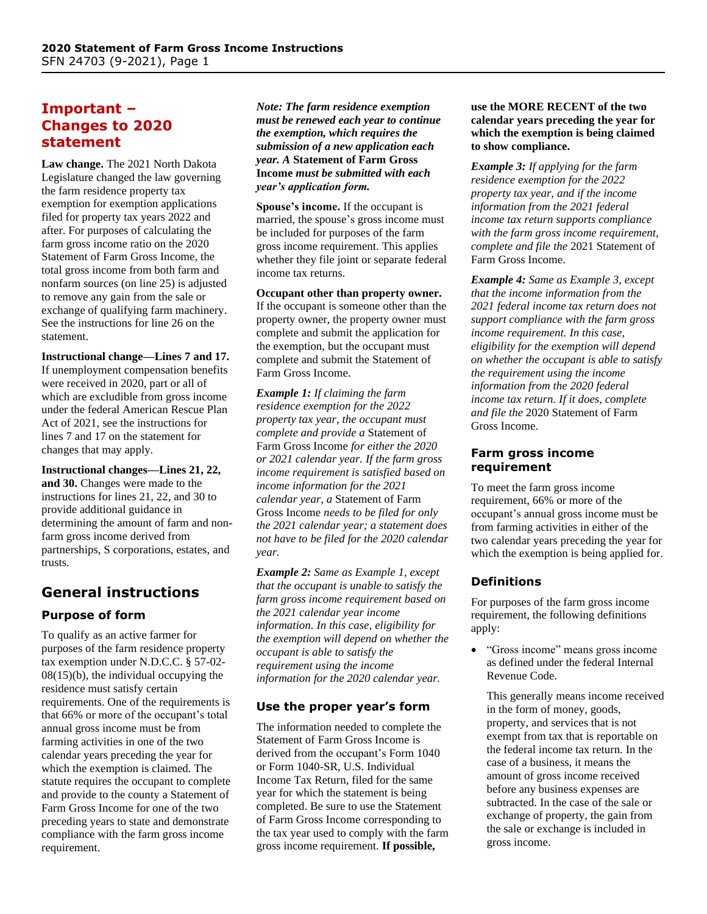## Important – Changes to 2020 statement

**Law change.** The 2021 North Dakota Legislature changed the law governing the farm residence property tax exemption for exemption applications filed for property tax years 2022 and after. For purposes of calculating the farm gross income ratio on the 2020 Statement of Farm Gross Income, the total gross income from both farm and nonfarm sources (on line 25) is adjusted to remove any gain from the sale or exchange of qualifying farm machinery. See the instructions for line 26 on the statement.

**Instructional change—Lines 7 and 17.** If unemployment compensation benefits were received in 2020, part or all of which are excludible from gross income under the federal American Rescue Plan Act of 2021, see the instructions for lines 7 and 17 on the statement for changes that may apply.

**Instructional changes—Lines 21, 22, and 30.** Changes were made to the instructions for lines 21, 22, and 30 to provide additional guidance in determining the amount of farm and non-farm gross income derived from partnerships, S corporations, estates, and trusts.

# General instructions

### Purpose of form

To qualify as an active farmer for purposes of the farm residence property tax exemption under N.D.C.C. § 57-02-08(15)(b), the individual occupying the residence must satisfy certain requirements. One of the requirements is that 66% or more of the occupant's total annual gross income must be from farming activities in one of the two calendar years preceding the year for which the exemption is claimed. The statute requires the occupant to complete and provide to the county a Statement of Farm Gross Income for one of the two preceding years to state and demonstrate compliance with the farm gross income requirement.

***Note: The farm residence exemption must be renewed each year to continue the exemption, which requires the submission of a new application each year. A* Statement of Farm Gross Income *must be submitted with each year's application form.***

**Spouse's income.** If the occupant is married, the spouse's gross income must be included for purposes of the farm gross income requirement. This applies whether they file joint or separate federal income tax returns.

**Occupant other than property owner.** If the occupant is someone other than the property owner, the property owner must complete and submit the application for the exemption, but the occupant must complete and submit the Statement of Farm Gross Income.

***Example 1:*** *If claiming the farm residence exemption for the 2022 property tax year, the occupant must complete and provide a* Statement of Farm Gross Income *for either the 2020 or 2021 calendar year. If the farm gross income requirement is satisfied based on income information for the 2021 calendar year, a* Statement of Farm Gross Income *needs to be filed for only the 2021 calendar year; a statement does not have to be filed for the 2020 calendar year.*

***Example 2:*** *Same as Example 1, except that the occupant is unable to satisfy the farm gross income requirement based on the 2021 calendar year income information. In this case, eligibility for the exemption will depend on whether the occupant is able to satisfy the requirement using the income information for the 2020 calendar year.*

### Use the proper year's form

The information needed to complete the Statement of Farm Gross Income is derived from the occupant's Form 1040 or Form 1040-SR, U.S. Individual Income Tax Return, filed for the same year for which the statement is being completed. Be sure to use the Statement of Farm Gross Income corresponding to the tax year used to comply with the farm gross income requirement. **If possible, use the MORE RECENT of the two calendar years preceding the year for which the exemption is being claimed to show compliance.**

***Example 3:*** *If applying for the farm residence exemption for the 2022 property tax year, and if the income information from the 2021 federal income tax return supports compliance with the farm gross income requirement, complete and file the* 2021 Statement of Farm Gross Income.

***Example 4:*** *Same as Example 3, except that the income information from the 2021 federal income tax return does not support compliance with the farm gross income requirement. In this case, eligibility for the exemption will depend on whether the occupant is able to satisfy the requirement using the income information from the 2020 federal income tax return. If it does, complete and file the* 2020 Statement of Farm Gross Income.

### Farm gross income requirement

To meet the farm gross income requirement, 66% or more of the occupant's annual gross income must be from farming activities in either of the two calendar years preceding the year for which the exemption is being applied for.

### Definitions

For purposes of the farm gross income requirement, the following definitions apply:

- "Gross income" means gross income as defined under the federal Internal Revenue Code.

  This generally means income received in the form of money, goods, property, and services that is not exempt from tax that is reportable on the federal income tax return. In the case of a business, it means the amount of gross income received before any business expenses are subtracted. In the case of the sale or exchange of property, the gain from the sale or exchange is included in gross income.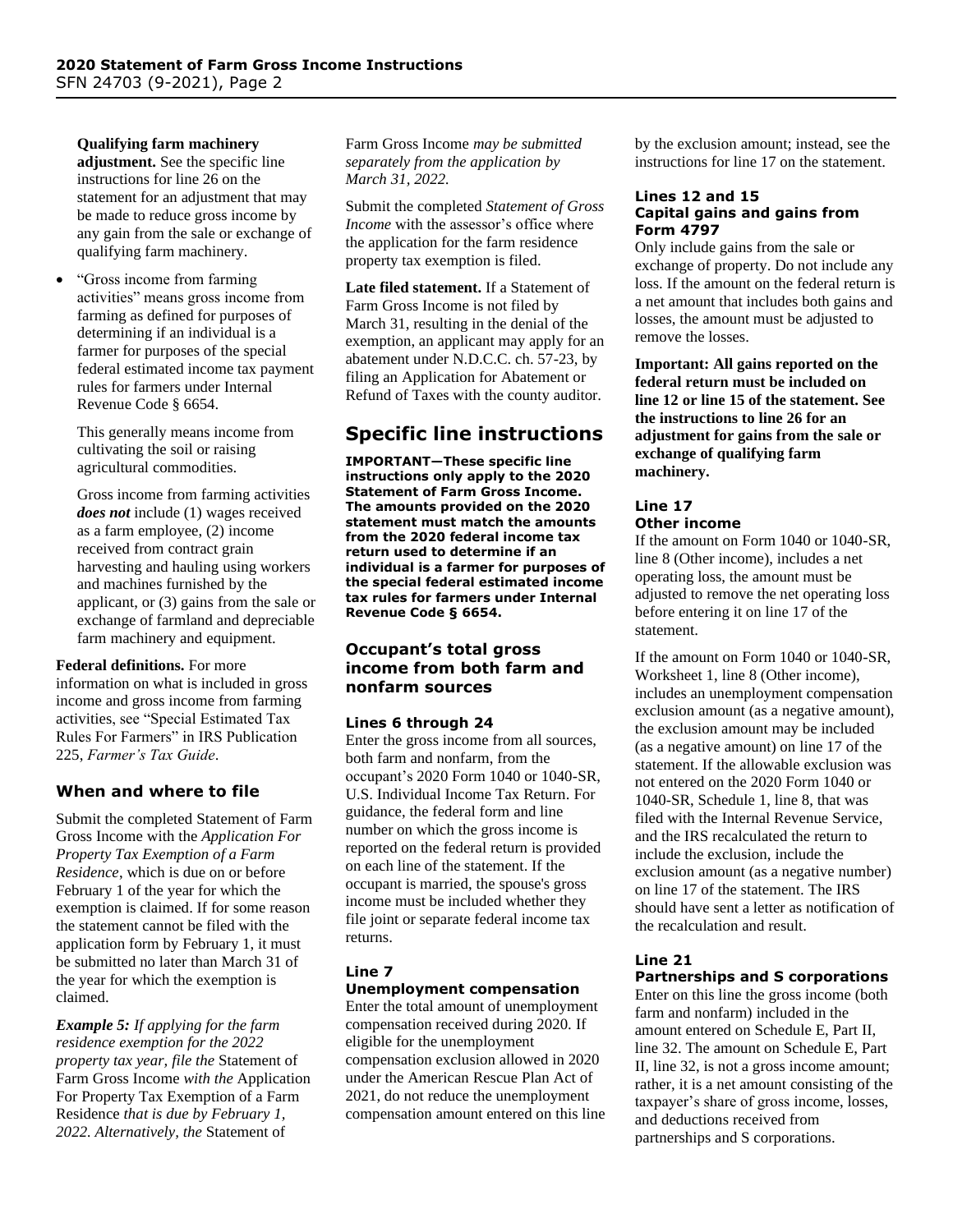**Qualifying farm machinery adjustment.** See the specific line instructions for line 26 on the statement for an adjustment that may be made to reduce gross income by any gain from the sale or exchange of qualifying farm machinery.

- "Gross income from farming activities" means gross income from farming as defined for purposes of determining if an individual is a farmer for purposes of the special federal estimated income tax payment rules for farmers under Internal Revenue Code § 6654.

  This generally means income from cultivating the soil or raising agricultural commodities.

  Gross income from farming activities ***does not*** include (1) wages received as a farm employee, (2) income received from contract grain harvesting and hauling using workers and machines furnished by the applicant, or (3) gains from the sale or exchange of farmland and depreciable farm machinery and equipment.

**Federal definitions.** For more information on what is included in gross income and gross income from farming activities, see "Special Estimated Tax Rules For Farmers" in IRS Publication 225, *Farmer's Tax Guide*.

## When and where to file

Submit the completed Statement of Farm Gross Income with the *Application For Property Tax Exemption of a Farm Residence*, which is due on or before February 1 of the year for which the exemption is claimed. If for some reason the statement cannot be filed with the application form by February 1, it must be submitted no later than March 31 of the year for which the exemption is claimed.

***Example 5:*** *If applying for the farm residence exemption for the 2022 property tax year, file the* Statement of Farm Gross Income *with the* Application For Property Tax Exemption of a Farm Residence *that is due by February 1, 2022. Alternatively, the* Statement of Farm Gross Income *may be submitted separately from the application by March 31, 2022.*

Submit the completed *Statement of Gross Income* with the assessor's office where the application for the farm residence property tax exemption is filed.

**Late filed statement.** If a Statement of Farm Gross Income is not filed by March 31, resulting in the denial of the exemption, an applicant may apply for an abatement under N.D.C.C. ch. 57-23, by filing an Application for Abatement or Refund of Taxes with the county auditor.

# Specific line instructions

**IMPORTANT—These specific line instructions only apply to the 2020 Statement of Farm Gross Income. The amounts provided on the 2020 statement must match the amounts from the 2020 federal income tax return used to determine if an individual is a farmer for purposes of the special federal estimated income tax rules for farmers under Internal Revenue Code § 6654.**

## Occupant's total gross income from both farm and nonfarm sources

### Lines 6 through 24

Enter the gross income from all sources, both farm and nonfarm, from the occupant's 2020 Form 1040 or 1040-SR, U.S. Individual Income Tax Return. For guidance, the federal form and line number on which the gross income is reported on the federal return is provided on each line of the statement. If the occupant is married, the spouse's gross income must be included whether they file joint or separate federal income tax returns.

### Line 7
### Unemployment compensation

Enter the total amount of unemployment compensation received during 2020. If eligible for the unemployment compensation exclusion allowed in 2020 under the American Rescue Plan Act of 2021, do not reduce the unemployment compensation amount entered on this line by the exclusion amount; instead, see the instructions for line 17 on the statement.

### Lines 12 and 15
### Capital gains and gains from Form 4797

Only include gains from the sale or exchange of property. Do not include any loss. If the amount on the federal return is a net amount that includes both gains and losses, the amount must be adjusted to remove the losses.

**Important: All gains reported on the federal return must be included on line 12 or line 15 of the statement. See the instructions to line 26 for an adjustment for gains from the sale or exchange of qualifying farm machinery.**

### Line 17
### Other income

If the amount on Form 1040 or 1040-SR, line 8 (Other income), includes a net operating loss, the amount must be adjusted to remove the net operating loss before entering it on line 17 of the statement.

If the amount on Form 1040 or 1040-SR, Worksheet 1, line 8 (Other income), includes an unemployment compensation exclusion amount (as a negative amount), the exclusion amount may be included (as a negative amount) on line 17 of the statement. If the allowable exclusion was not entered on the 2020 Form 1040 or 1040-SR, Schedule 1, line 8, that was filed with the Internal Revenue Service, and the IRS recalculated the return to include the exclusion, include the exclusion amount (as a negative number) on line 17 of the statement. The IRS should have sent a letter as notification of the recalculation and result.

### Line 21
### Partnerships and S corporations

Enter on this line the gross income (both farm and nonfarm) included in the amount entered on Schedule E, Part II, line 32. The amount on Schedule E, Part II, line 32, is not a gross income amount; rather, it is a net amount consisting of the taxpayer's share of gross income, losses, and deductions received from partnerships and S corporations.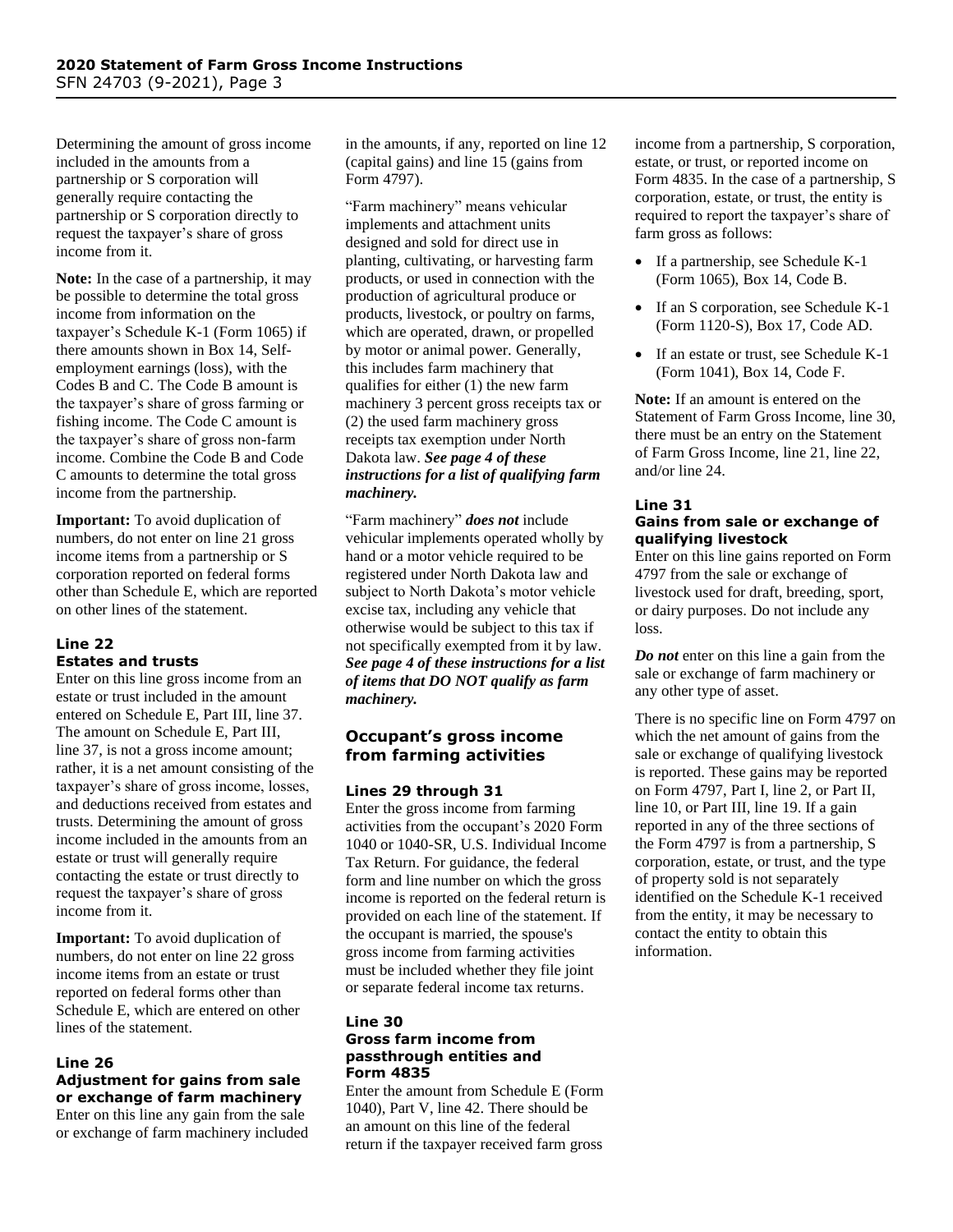Determining the amount of gross income included in the amounts from a partnership or S corporation will generally require contacting the partnership or S corporation directly to request the taxpayer's share of gross income from it.

**Note:** In the case of a partnership, it may be possible to determine the total gross income from information on the taxpayer's Schedule K-1 (Form 1065) if there amounts shown in Box 14, Self-employment earnings (loss), with the Codes B and C. The Code B amount is the taxpayer's share of gross farming or fishing income. The Code C amount is the taxpayer's share of gross non-farm income. Combine the Code B and Code C amounts to determine the total gross income from the partnership.

**Important:** To avoid duplication of numbers, do not enter on line 21 gross income items from a partnership or S corporation reported on federal forms other than Schedule E, which are reported on other lines of the statement.

### Line 22
### Estates and trusts

Enter on this line gross income from an estate or trust included in the amount entered on Schedule E, Part III, line 37. The amount on Schedule E, Part III, line 37, is not a gross income amount; rather, it is a net amount consisting of the taxpayer's share of gross income, losses, and deductions received from estates and trusts. Determining the amount of gross income included in the amounts from an estate or trust will generally require contacting the estate or trust directly to request the taxpayer's share of gross income from it.

**Important:** To avoid duplication of numbers, do not enter on line 22 gross income items from an estate or trust reported on federal forms other than Schedule E, which are entered on other lines of the statement.

### Line 26
### Adjustment for gains from sale or exchange of farm machinery

Enter on this line any gain from the sale or exchange of farm machinery included in the amounts, if any, reported on line 12 (capital gains) and line 15 (gains from Form 4797).

"Farm machinery" means vehicular implements and attachment units designed and sold for direct use in planting, cultivating, or harvesting farm products, or used in connection with the production of agricultural produce or products, livestock, or poultry on farms, which are operated, drawn, or propelled by motor or animal power. Generally, this includes farm machinery that qualifies for either (1) the new farm machinery 3 percent gross receipts tax or (2) the used farm machinery gross receipts tax exemption under North Dakota law. ***See page 4 of these instructions for a list of qualifying farm machinery.***

"Farm machinery" ***does not*** include vehicular implements operated wholly by hand or a motor vehicle required to be registered under North Dakota law and subject to North Dakota's motor vehicle excise tax, including any vehicle that otherwise would be subject to this tax if not specifically exempted from it by law. ***See page 4 of these instructions for a list of items that DO NOT qualify as farm machinery.***

## Occupant's gross income from farming activities

### Lines 29 through 31

Enter the gross income from farming activities from the occupant's 2020 Form 1040 or 1040-SR, U.S. Individual Income Tax Return. For guidance, the federal form and line number on which the gross income is reported on the federal return is provided on each line of the statement. If the occupant is married, the spouse's gross income from farming activities must be included whether they file joint or separate federal income tax returns.

### Line 30
### Gross farm income from passthrough entities and Form 4835

Enter the amount from Schedule E (Form 1040), Part V, line 42. There should be an amount on this line of the federal return if the taxpayer received farm gross income from a partnership, S corporation, estate, or trust, or reported income on Form 4835. In the case of a partnership, S corporation, estate, or trust, the entity is required to report the taxpayer's share of farm gross as follows:

- If a partnership, see Schedule K-1 (Form 1065), Box 14, Code B.
- If an S corporation, see Schedule K-1 (Form 1120-S), Box 17, Code AD.
- If an estate or trust, see Schedule K-1 (Form 1041), Box 14, Code F.

**Note:** If an amount is entered on the Statement of Farm Gross Income, line 30, there must be an entry on the Statement of Farm Gross Income, line 21, line 22, and/or line 24.

### Line 31
### Gains from sale or exchange of qualifying livestock

Enter on this line gains reported on Form 4797 from the sale or exchange of livestock used for draft, breeding, sport, or dairy purposes. Do not include any loss.

***Do not*** enter on this line a gain from the sale or exchange of farm machinery or any other type of asset.

There is no specific line on Form 4797 on which the net amount of gains from the sale or exchange of qualifying livestock is reported. These gains may be reported on Form 4797, Part I, line 2, or Part II, line 10, or Part III, line 19. If a gain reported in any of the three sections of the Form 4797 is from a partnership, S corporation, estate, or trust, and the type of property sold is not separately identified on the Schedule K-1 received from the entity, it may be necessary to contact the entity to obtain this information.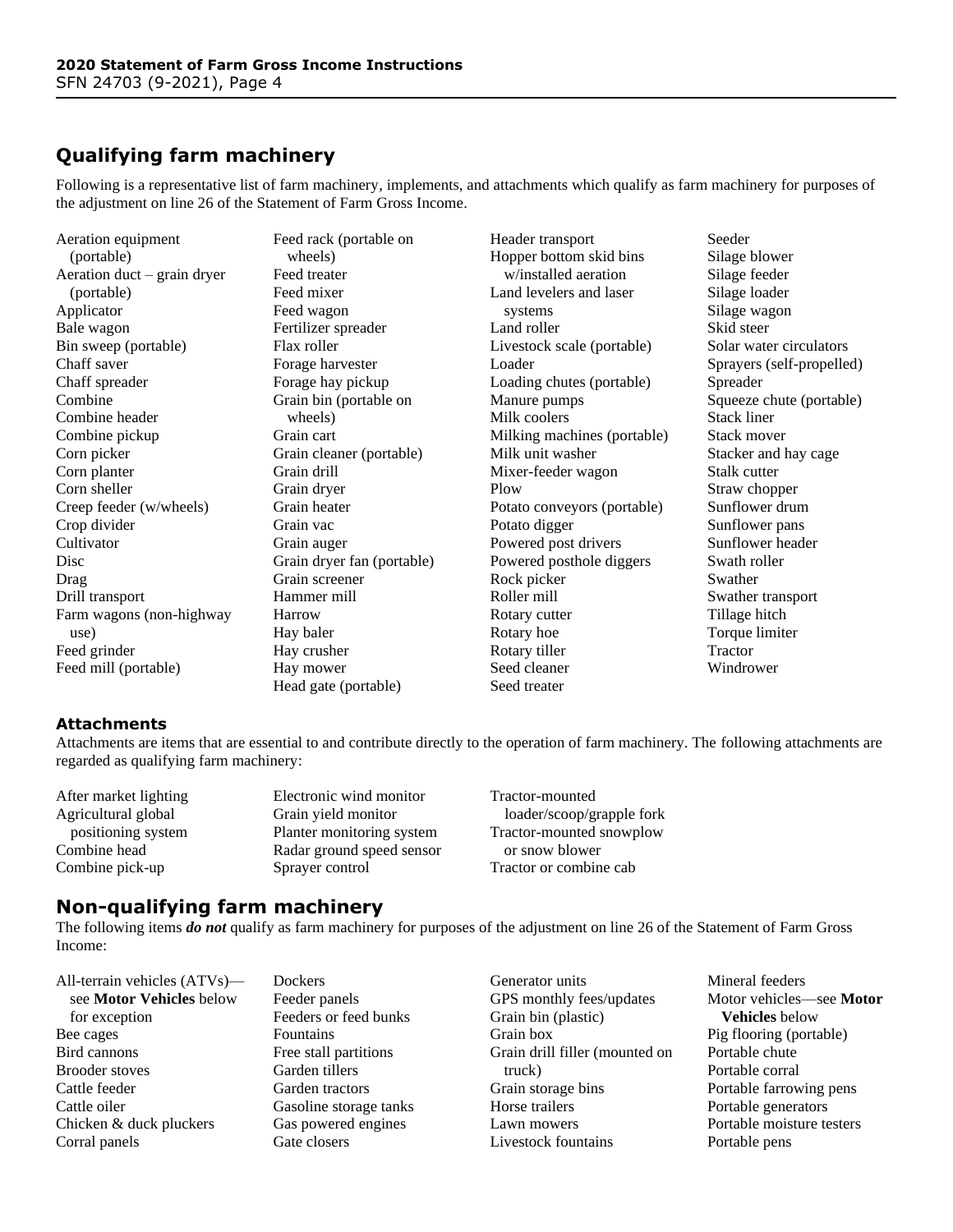## Qualifying farm machinery

Following is a representative list of farm machinery, implements, and attachments which qualify as farm machinery for purposes of the adjustment on line 26 of the Statement of Farm Gross Income.

- Aeration equipment (portable)
- Aeration duct – grain dryer (portable)
- Applicator
- Bale wagon
- Bin sweep (portable)
- Chaff saver
- Chaff spreader
- Combine
- Combine header
- Combine pickup
- Corn picker
- Corn planter
- Corn sheller
- Creep feeder (w/wheels)
- Crop divider
- Cultivator
- Disc
- Drag
- Drill transport
- Farm wagons (non-highway use)
- Feed grinder
- Feed mill (portable)
- Feed rack (portable on wheels)
- Feed treater
- Feed mixer
- Feed wagon
- Fertilizer spreader
- Flax roller
- Forage harvester
- Forage hay pickup
- Grain bin (portable on wheels)
- Grain cart
- Grain cleaner (portable)
- Grain drill
- Grain dryer
- Grain heater
- Grain vac
- Grain auger
- Grain dryer fan (portable)
- Grain screener
- Hammer mill
- Harrow
- Hay baler
- Hay crusher
- Hay mower
- Head gate (portable)
- Header transport
- Hopper bottom skid bins w/installed aeration
- Land levelers and laser systems
- Land roller
- Livestock scale (portable)
- Loader
- Loading chutes (portable)
- Manure pumps
- Milk coolers
- Milking machines (portable)
- Milk unit washer
- Mixer-feeder wagon
- Plow
- Potato conveyors (portable)
- Potato digger
- Powered post drivers
- Powered posthole diggers
- Rock picker
- Roller mill
- Rotary cutter
- Rotary hoe
- Rotary tiller
- Seed cleaner
- Seed treater
- Seeder
- Silage blower
- Silage feeder
- Silage loader
- Silage wagon
- Skid steer
- Solar water circulators
- Sprayers (self-propelled)
- Spreader
- Squeeze chute (portable)
- Stack liner
- Stack mover
- Stacker and hay cage
- Stalk cutter
- Straw chopper
- Sunflower drum
- Sunflower pans
- Sunflower header
- Swath roller
- Swather
- Swather transport
- Tillage hitch
- Torque limiter
- Tractor
- Windrower

### Attachments

Attachments are items that are essential to and contribute directly to the operation of farm machinery. The following attachments are regarded as qualifying farm machinery:

- After market lighting
- Agricultural global positioning system
- Combine head
- Combine pick-up
- Electronic wind monitor
- Grain yield monitor
- Planter monitoring system
- Radar ground speed sensor
- Sprayer control
- Tractor-mounted loader/scoop/grapple fork
- Tractor-mounted snowplow or snow blower
- Tractor or combine cab

## Non-qualifying farm machinery

The following items ***do not*** qualify as farm machinery for purposes of the adjustment on line 26 of the Statement of Farm Gross Income:

- All-terrain vehicles (ATVs)—see **Motor Vehicles** below for exception
- Bee cages
- Bird cannons
- Brooder stoves
- Cattle feeder
- Cattle oiler
- Chicken & duck pluckers
- Corral panels
- Dockers
- Feeder panels
- Feeders or feed bunks
- Fountains
- Free stall partitions
- Garden tillers
- Garden tractors
- Gasoline storage tanks
- Gas powered engines
- Gate closers
- Generator units
- GPS monthly fees/updates
- Grain bin (plastic)
- Grain box
- Grain drill filler (mounted on truck)
- Grain storage bins
- Horse trailers
- Lawn mowers
- Livestock fountains
- Mineral feeders
- Motor vehicles—see **Motor Vehicles** below
- Pig flooring (portable)
- Portable chute
- Portable corral
- Portable farrowing pens
- Portable generators
- Portable moisture testers
- Portable pens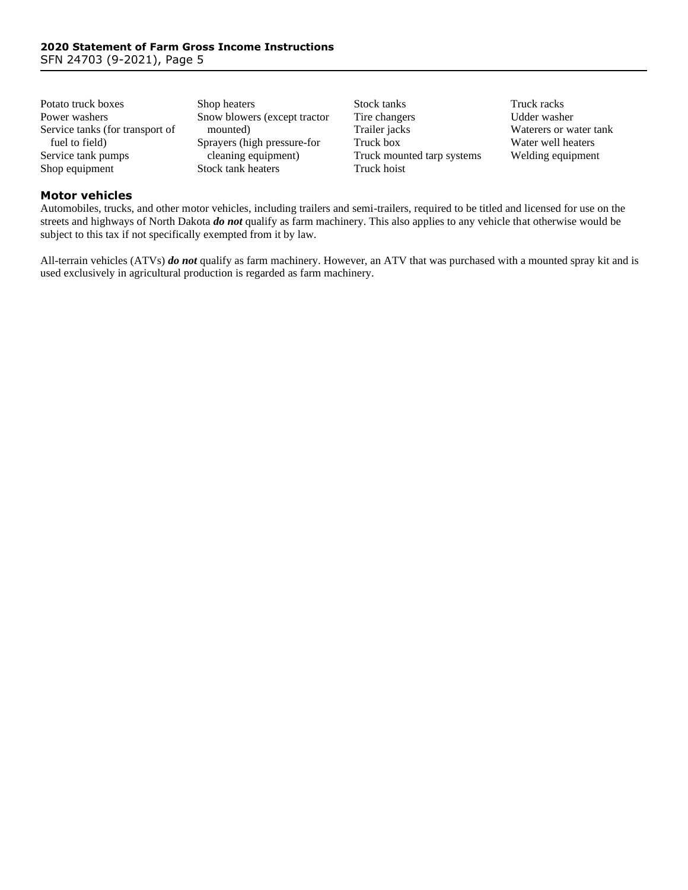Potato truck boxes
Power washers
Service tanks (for transport of fuel to field)
Service tank pumps
Shop equipment
Shop heaters
Snow blowers (except tractor mounted)
Sprayers (high pressure-for cleaning equipment)
Stock tank heaters
Stock tanks
Tire changers
Trailer jacks
Truck box
Truck mounted tarp systems
Truck hoist
Truck racks
Udder washer
Waterers or water tank
Water well heaters
Welding equipment

### Motor vehicles

Automobiles, trucks, and other motor vehicles, including trailers and semi-trailers, required to be titled and licensed for use on the streets and highways of North Dakota ***do not*** qualify as farm machinery. This also applies to any vehicle that otherwise would be subject to this tax if not specifically exempted from it by law.

All-terrain vehicles (ATVs) ***do not*** qualify as farm machinery. However, an ATV that was purchased with a mounted spray kit and is used exclusively in agricultural production is regarded as farm machinery.